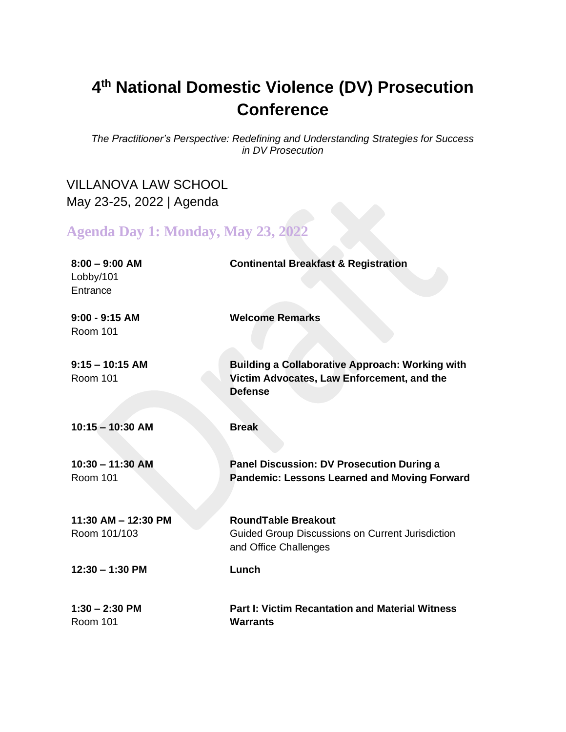# 4th National Domestic Violence (DV) Prosecution Conference

*The Practitioner's Perspective: Redefining and Understanding Strategies for Success in DV Prosecution*

VILLANOVA LAW SCHOOL
May 23-25, 2022 | Agenda

## Agenda Day 1: Monday, May 23, 2022

| | |
|---|---|
| **8:00 – 9:00 AM** Lobby/101 Entrance | **Continental Breakfast & Registration** |
| **9:00 - 9:15 AM** Room 101 | **Welcome Remarks** |
| **9:15 – 10:15 AM** Room 101 | **Building a Collaborative Approach: Working with Victim Advocates, Law Enforcement, and the Defense** |
| **10:15 – 10:30 AM** | **Break** |
| **10:30 – 11:30 AM** Room 101 | **Panel Discussion: DV Prosecution During a Pandemic: Lessons Learned and Moving Forward** |
| **11:30 AM – 12:30 PM** Room 101/103 | **RoundTable Breakout** Guided Group Discussions on Current Jurisdiction and Office Challenges |
| **12:30 – 1:30 PM** | **Lunch** |
| **1:30 – 2:30 PM** Room 101 | **Part I: Victim Recantation and Material Witness Warrants** |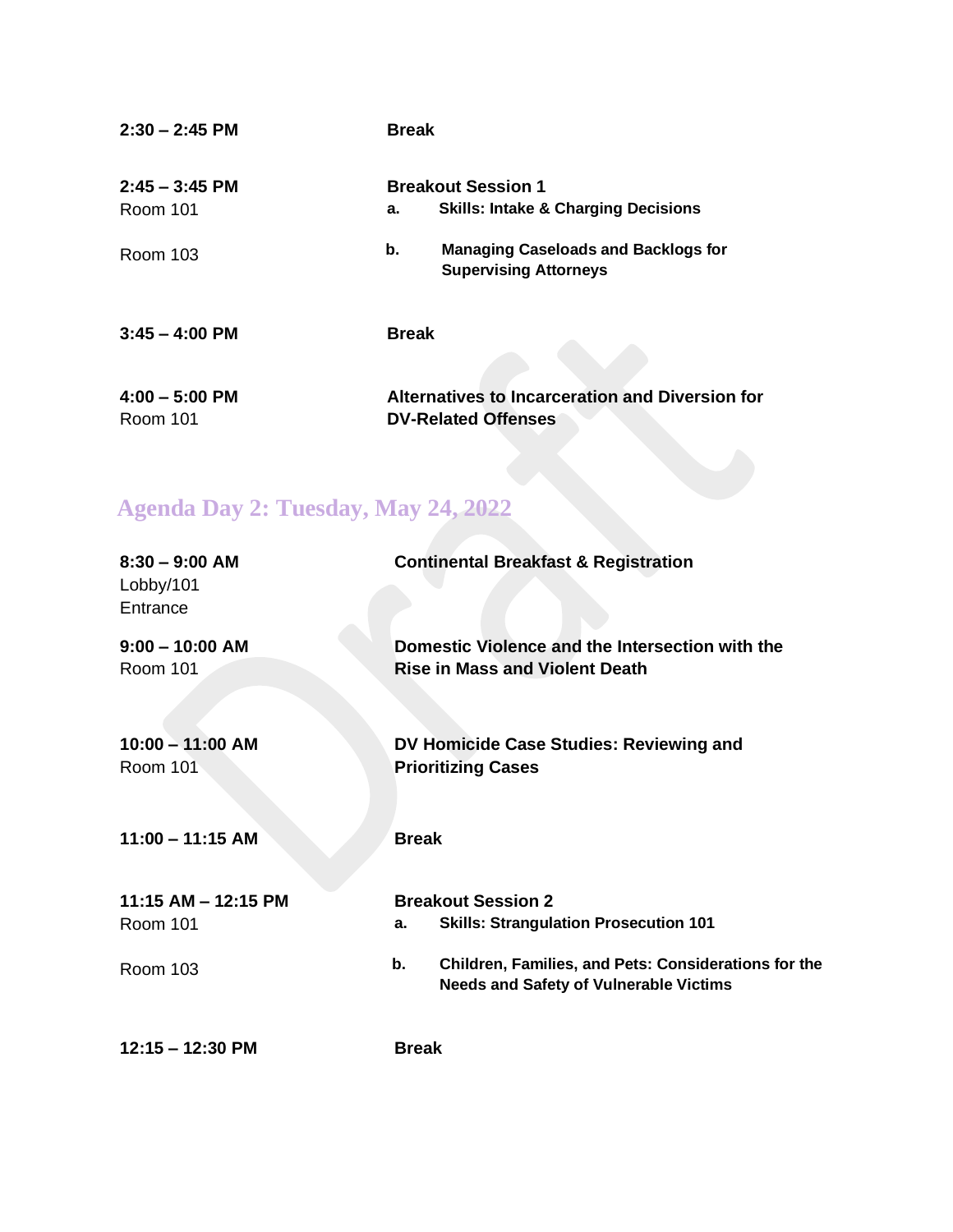| | |
|---|---|
| **2:30 – 2:45 PM** | **Break** |
| **2:45 – 3:45 PM** | **Breakout Session 1** |
| Room 101 | **a. Skills: Intake & Charging Decisions** |
| Room 103 | **b. Managing Caseloads and Backlogs for Supervising Attorneys** |
| **3:45 – 4:00 PM** | **Break** |
| **4:00 – 5:00 PM**<br>Room 101 | **Alternatives to Incarceration and Diversion for DV-Related Offenses** |

## Agenda Day 2: Tuesday, May 24, 2022

| | |
|---|---|
| **8:30 – 9:00 AM**<br>Lobby/101 Entrance | **Continental Breakfast & Registration** |
| **9:00 – 10:00 AM**<br>Room 101 | **Domestic Violence and the Intersection with the Rise in Mass and Violent Death** |
| **10:00 – 11:00 AM**<br>Room 101 | **DV Homicide Case Studies: Reviewing and Prioritizing Cases** |
| **11:00 – 11:15 AM** | **Break** |
| **11:15 AM – 12:15 PM** | **Breakout Session 2** |
| Room 101 | **a. Skills: Strangulation Prosecution 101** |
| Room 103 | **b. Children, Families, and Pets: Considerations for the Needs and Safety of Vulnerable Victims** |
| **12:15 – 12:30 PM** | **Break** |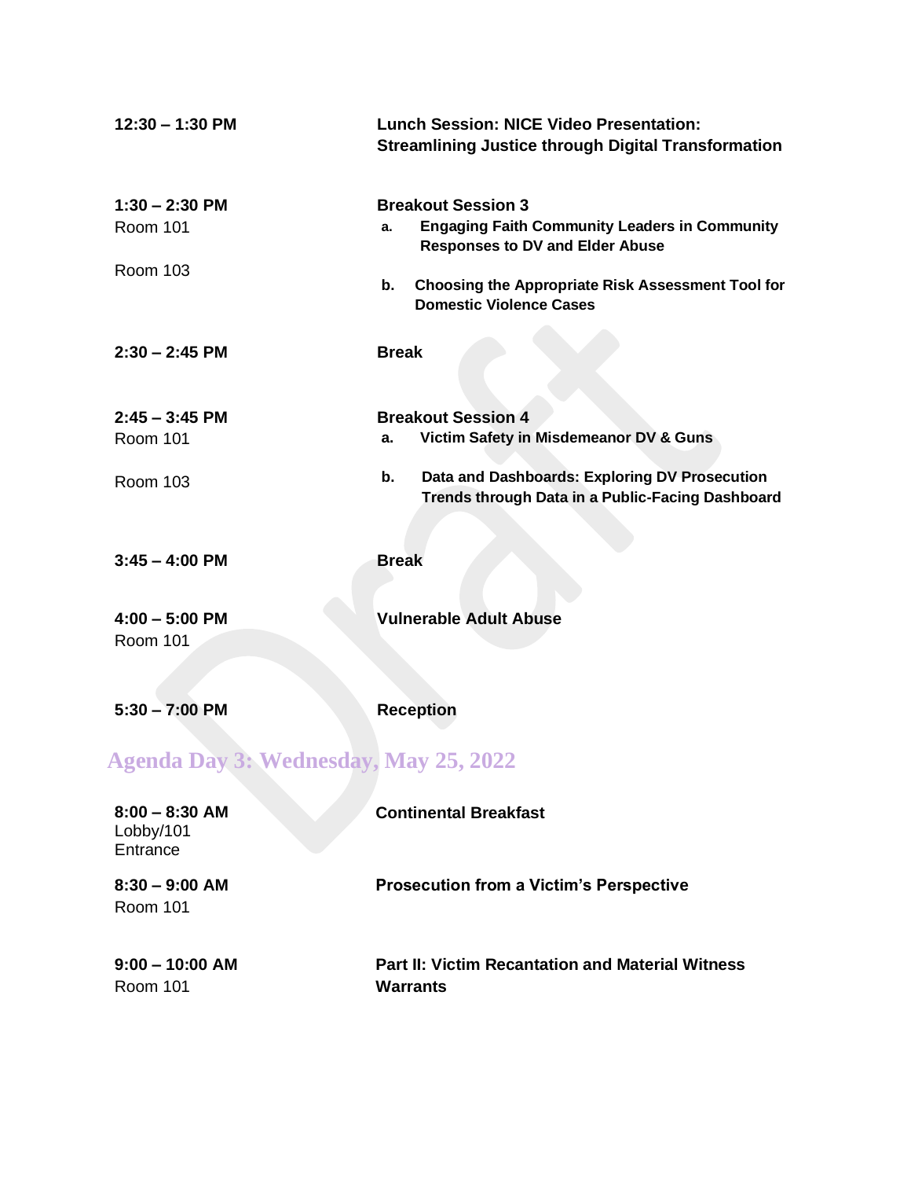| | |
|---|---|
| **12:30 – 1:30 PM** | **Lunch Session: NICE Video Presentation: Streamlining Justice through Digital Transformation** |
| **1:30 – 2:30 PM** | **Breakout Session 3** |
| Room 101 | **a. Engaging Faith Community Leaders in Community Responses to DV and Elder Abuse** |
| Room 103 | **b. Choosing the Appropriate Risk Assessment Tool for Domestic Violence Cases** |
| **2:30 – 2:45 PM** | **Break** |
| **2:45 – 3:45 PM** | **Breakout Session 4** |
| Room 101 | **a. Victim Safety in Misdemeanor DV & Guns** |
| Room 103 | **b. Data and Dashboards: Exploring DV Prosecution Trends through Data in a Public-Facing Dashboard** |
| **3:45 – 4:00 PM** | **Break** |
| **4:00 – 5:00 PM**<br>Room 101 | **Vulnerable Adult Abuse** |
| **5:30 – 7:00 PM** | **Reception** |

## Agenda Day 3: Wednesday, May 25, 2022

| | |
|---|---|
| **8:00 – 8:30 AM**<br>Lobby/101 Entrance | **Continental Breakfast** |
| **8:30 – 9:00 AM**<br>Room 101 | **Prosecution from a Victim's Perspective** |
| **9:00 – 10:00 AM**<br>Room 101 | **Part II: Victim Recantation and Material Witness Warrants** |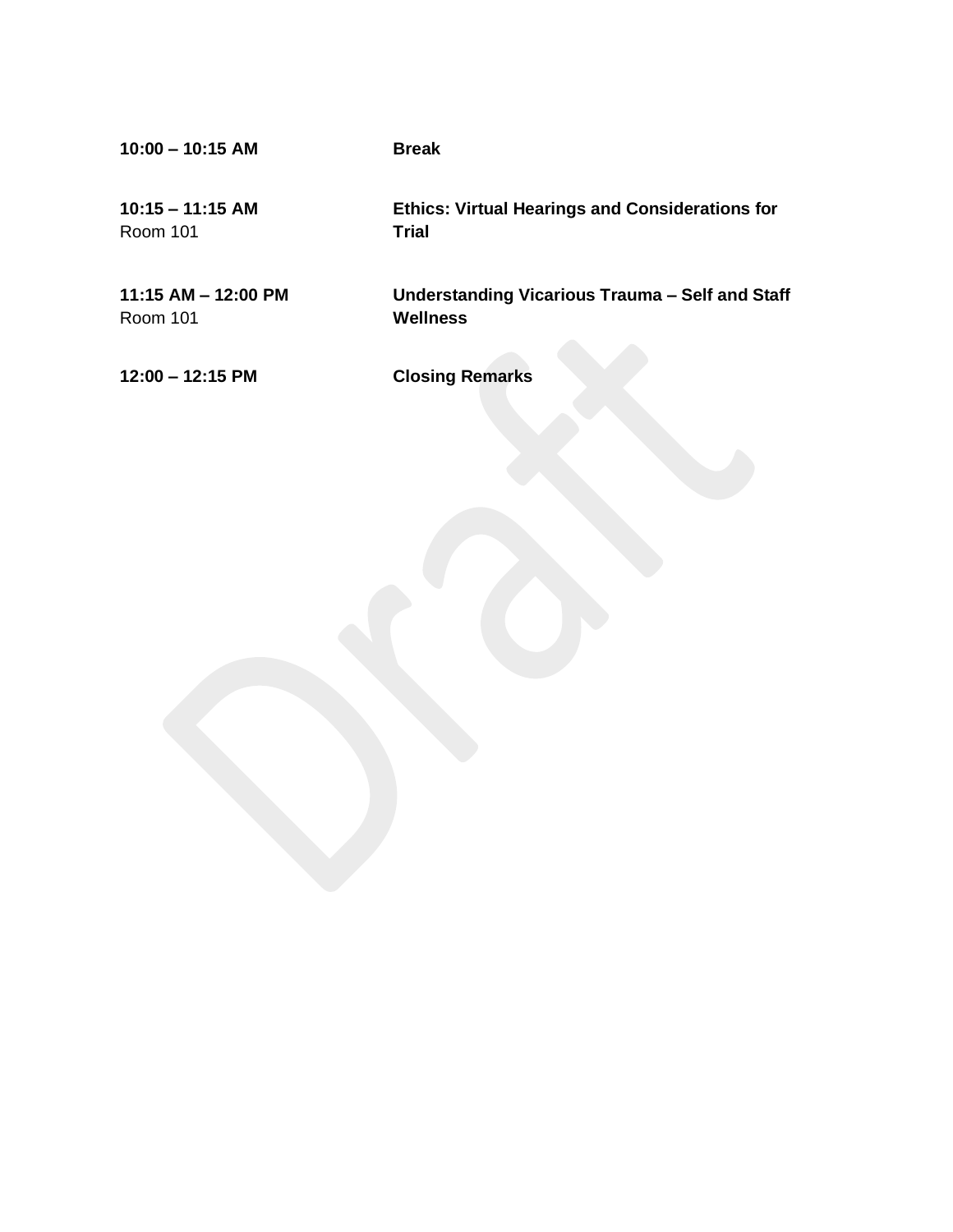| | |
|---|---|
| **10:00 – 10:15 AM** | **Break** |
| **10:15 – 11:15 AM**<br>Room 101 | **Ethics: Virtual Hearings and Considerations for Trial** |
| **11:15 AM – 12:00 PM**<br>Room 101 | **Understanding Vicarious Trauma – Self and Staff Wellness** |
| **12:00 – 12:15 PM** | **Closing Remarks** |

Draft